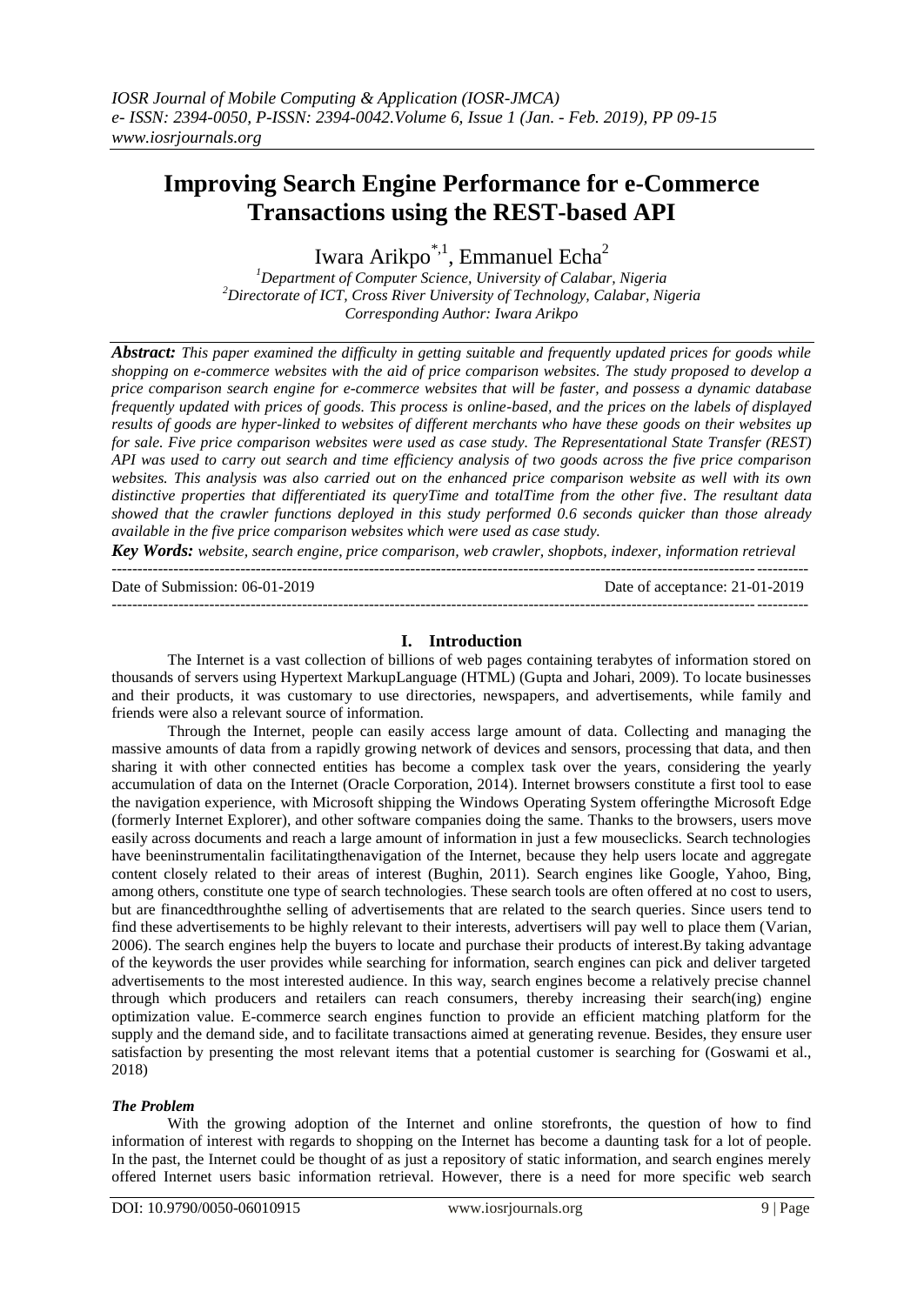# Improving Search Engine Performance for e-Commerce Transactions using the REST-based API

Iwara Arikpo[*,1], Emmanuel Echa[2]

[1]Department of Computer Science, University of Calabar, Nigeria
[2]Directorate of ICT, Cross River University of Technology, Calabar, Nigeria
Corresponding Author: Iwara Arikpo

***Abstract:*** *This paper examined the difficulty in getting suitable and frequently updated prices for goods while shopping on e-commerce websites with the aid of price comparison websites. The study proposed to develop a price comparison search engine for e-commerce websites that will be faster, and possess a dynamic database frequently updated with prices of goods. This process is online-based, and the prices on the labels of displayed results of goods are hyper-linked to websites of different merchants who have these goods on their websites up for sale. Five price comparison websites were used as case study. The Representational State Transfer (REST) API was used to carry out search and time efficiency analysis of two goods across the five price comparison websites. This analysis was also carried out on the enhanced price comparison website as well with its own distinctive properties that differentiated its queryTime and totalTime from the other five. The resultant data showed that the crawler functions deployed in this study performed 0.6 seconds quicker than those already available in the five price comparison websites which were used as case study.*

***Key Words:*** *website, search engine, price comparison, web crawler, shopbots, indexer, information retrieval*

---

Date of Submission: 06-01-2019 | Date of acceptance: 21-01-2019

---

## I. Introduction

The Internet is a vast collection of billions of web pages containing terabytes of information stored on thousands of servers using Hypertext MarkupLanguage (HTML) (Gupta and Johari, 2009). To locate businesses and their products, it was customary to use directories, newspapers, and advertisements, while family and friends were also a relevant source of information.

Through the Internet, people can easily access large amount of data. Collecting and managing the massive amounts of data from a rapidly growing network of devices and sensors, processing that data, and then sharing it with other connected entities has become a complex task over the years, considering the yearly accumulation of data on the Internet (Oracle Corporation, 2014). Internet browsers constitute a first tool to ease the navigation experience, with Microsoft shipping the Windows Operating System offeringthe Microsoft Edge (formerly Internet Explorer), and other software companies doing the same. Thanks to the browsers, users move easily across documents and reach a large amount of information in just a few mouseclicks. Search technologies have beeninstrumentalin facilitatingthenavigation of the Internet, because they help users locate and aggregate content closely related to their areas of interest (Bughin, 2011). Search engines like Google, Yahoo, Bing, among others, constitute one type of search technologies. These search tools are often offered at no cost to users, but are financedthroughthe selling of advertisements that are related to the search queries. Since users tend to find these advertisements to be highly relevant to their interests, advertisers will pay well to place them (Varian, 2006). The search engines help the buyers to locate and purchase their products of interest.By taking advantage of the keywords the user provides while searching for information, search engines can pick and deliver targeted advertisements to the most interested audience. In this way, search engines become a relatively precise channel through which producers and retailers can reach consumers, thereby increasing their search(ing) engine optimization value. E-commerce search engines function to provide an efficient matching platform for the supply and the demand side, and to facilitate transactions aimed at generating revenue. Besides, they ensure user satisfaction by presenting the most relevant items that a potential customer is searching for (Goswami et al., 2018)

### *The Problem*

With the growing adoption of the Internet and online storefronts, the question of how to find information of interest with regards to shopping on the Internet has become a daunting task for a lot of people. In the past, the Internet could be thought of as just a repository of static information, and search engines merely offered Internet users basic information retrieval. However, there is a need for more specific web search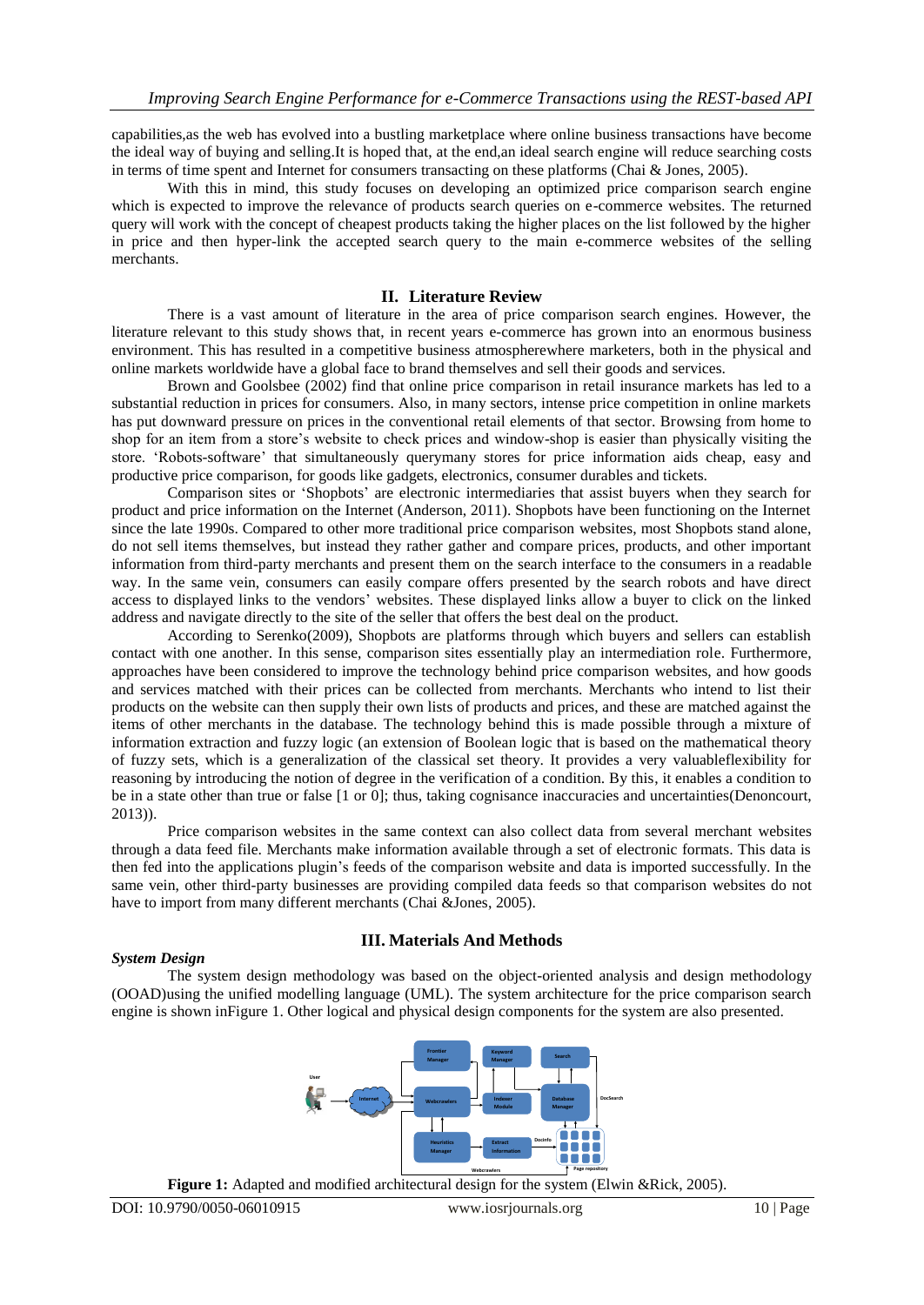capabilities,as the web has evolved into a bustling marketplace where online business transactions have become the ideal way of buying and selling.It is hoped that, at the end,an ideal search engine will reduce searching costs in terms of time spent and Internet for consumers transacting on these platforms (Chai & Jones, 2005).

With this in mind, this study focuses on developing an optimized price comparison search engine which is expected to improve the relevance of products search queries on e-commerce websites. The returned query will work with the concept of cheapest products taking the higher places on the list followed by the higher in price and then hyper-link the accepted search query to the main e-commerce websites of the selling merchants.

## II. Literature Review

There is a vast amount of literature in the area of price comparison search engines. However, the literature relevant to this study shows that, in recent years e-commerce has grown into an enormous business environment. This has resulted in a competitive business atmospherewhere marketers, both in the physical and online markets worldwide have a global face to brand themselves and sell their goods and services.

Brown and Goolsbee (2002) find that online price comparison in retail insurance markets has led to a substantial reduction in prices for consumers. Also, in many sectors, intense price competition in online markets has put downward pressure on prices in the conventional retail elements of that sector. Browsing from home to shop for an item from a store's website to check prices and window-shop is easier than physically visiting the store. 'Robots-software' that simultaneously querymany stores for price information aids cheap, easy and productive price comparison, for goods like gadgets, electronics, consumer durables and tickets.

Comparison sites or 'Shopbots' are electronic intermediaries that assist buyers when they search for product and price information on the Internet (Anderson, 2011). Shopbots have been functioning on the Internet since the late 1990s. Compared to other more traditional price comparison websites, most Shopbots stand alone, do not sell items themselves, but instead they rather gather and compare prices, products, and other important information from third-party merchants and present them on the search interface to the consumers in a readable way. In the same vein, consumers can easily compare offers presented by the search robots and have direct access to displayed links to the vendors' websites. These displayed links allow a buyer to click on the linked address and navigate directly to the site of the seller that offers the best deal on the product.

According to Serenko(2009), Shopbots are platforms through which buyers and sellers can establish contact with one another. In this sense, comparison sites essentially play an intermediation role. Furthermore, approaches have been considered to improve the technology behind price comparison websites, and how goods and services matched with their prices can be collected from merchants. Merchants who intend to list their products on the website can then supply their own lists of products and prices, and these are matched against the items of other merchants in the database. The technology behind this is made possible through a mixture of information extraction and fuzzy logic (an extension of Boolean logic that is based on the mathematical theory of fuzzy sets, which is a generalization of the classical set theory. It provides a very valuableflexibility for reasoning by introducing the notion of degree in the verification of a condition. By this, it enables a condition to be in a state other than true or false [1 or 0]; thus, taking cognisance inaccuracies and uncertainties(Denoncourt, 2013)).

Price comparison websites in the same context can also collect data from several merchant websites through a data feed file. Merchants make information available through a set of electronic formats. This data is then fed into the applications plugin's feeds of the comparison website and data is imported successfully. In the same vein, other third-party businesses are providing compiled data feeds so that comparison websites do not have to import from many different merchants (Chai &Jones, 2005).

## III. Materials And Methods

***System Design***

The system design methodology was based on the object-oriented analysis and design methodology (OOAD)using the unified modelling language (UML). The system architecture for the price comparison search engine is shown inFigure 1. Other logical and physical design components for the system are also presented.

**Figure 1:** Adapted and modified architectural design for the system (Elwin &Rick, 2005).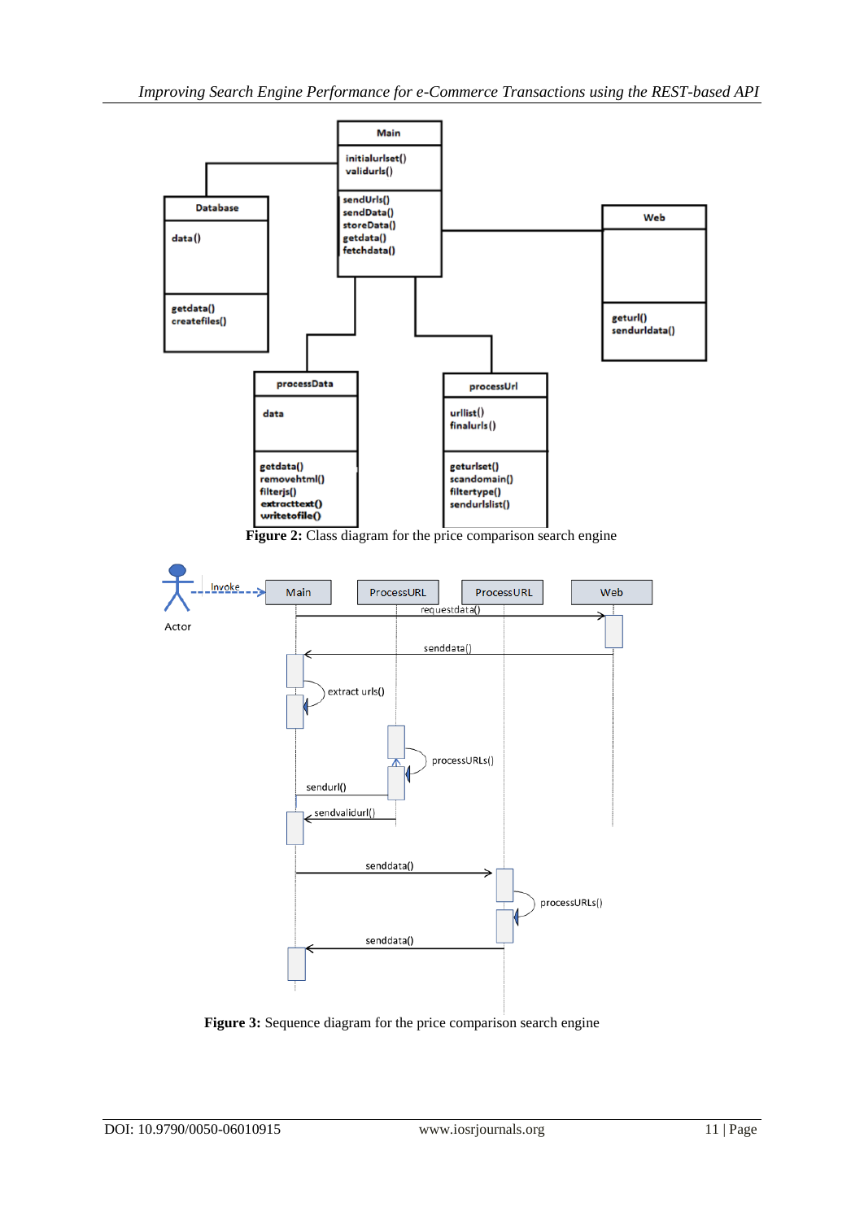**Figure 2:** Class diagram for the price comparison search engine

**Figure 3:** Sequence diagram for the price comparison search engine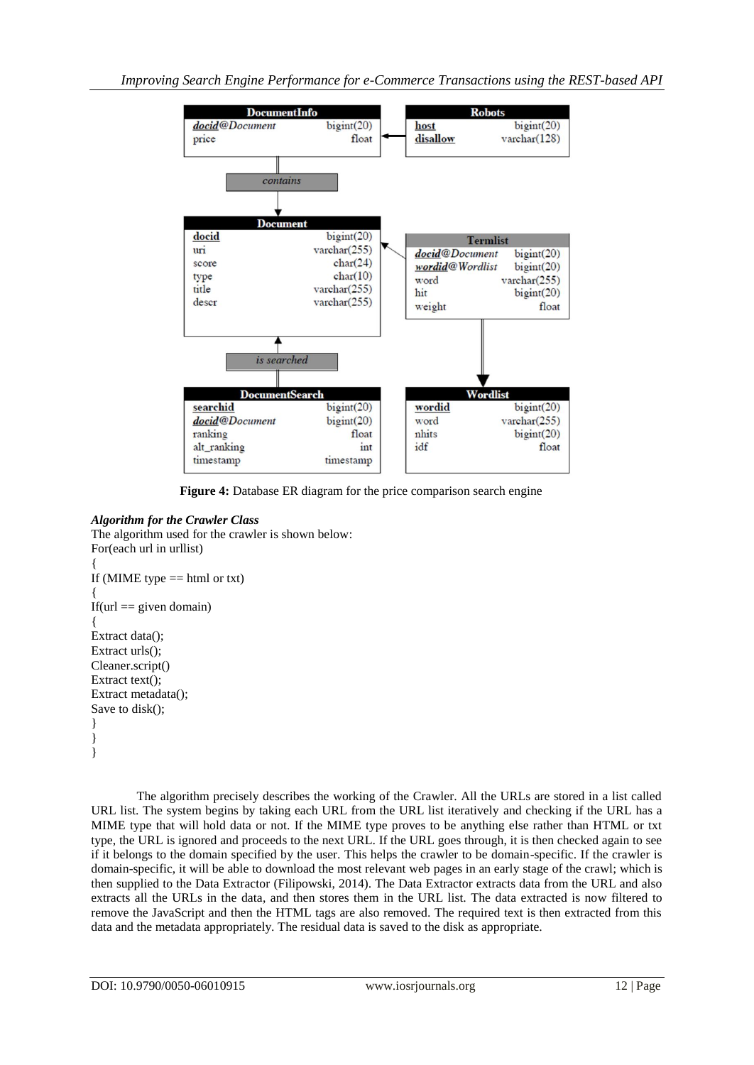| DocumentInfo | |
|---|---|
| *docid@Document* | bigint(20) |
| price | float |

| Robots | |
|---|---|
| host | bigint(20) |
| disallow | varchar(128) |

*contains*

| Document | |
|---|---|
| docid | bigint(20) |
| uri | varchar(255) |
| score | char(24) |
| type | char(10) |
| title | varchar(255) |
| descr | varchar(255) |

| Termlist | |
|---|---|
| *docid@Document* | bigint(20) |
| *wordid@Wordlist* | bigint(20) |
| word | varchar(255) |
| hit | bigint(20) |
| weight | float |

*is searched*

| DocumentSearch | |
|---|---|
| searchid | bigint(20) |
| *docid@Document* | bigint(20) |
| ranking | float |
| alt_ranking | int |
| timestamp | timestamp |

| Wordlist | |
|---|---|
| wordid | bigint(20) |
| word | varchar(255) |
| nhits | bigint(20) |
| idf | float |

**Figure 4:** Database ER diagram for the price comparison search engine

### *Algorithm for the Crawler Class*

The algorithm used for the crawler is shown below:

```
For(each url in urllist)
{
If (MIME type == html or txt)
{
If(url == given domain)
{
Extract data();
Extract urls();
Cleaner.script()
Extract text();
Extract metadata();
Save to disk();
}
}
}
```

The algorithm precisely describes the working of the Crawler. All the URLs are stored in a list called URL list. The system begins by taking each URL from the URL list iteratively and checking if the URL has a MIME type that will hold data or not. If the MIME type proves to be anything else rather than HTML or txt type, the URL is ignored and proceeds to the next URL. If the URL goes through, it is then checked again to see if it belongs to the domain specified by the user. This helps the crawler to be domain-specific. If the crawler is domain-specific, it will be able to download the most relevant web pages in an early stage of the crawl; which is then supplied to the Data Extractor (Filipowski, 2014). The Data Extractor extracts data from the URL and also extracts all the URLs in the data, and then stores them in the URL list. The data extracted is now filtered to remove the JavaScript and then the HTML tags are also removed. The required text is then extracted from this data and the metadata appropriately. The residual data is saved to the disk as appropriate.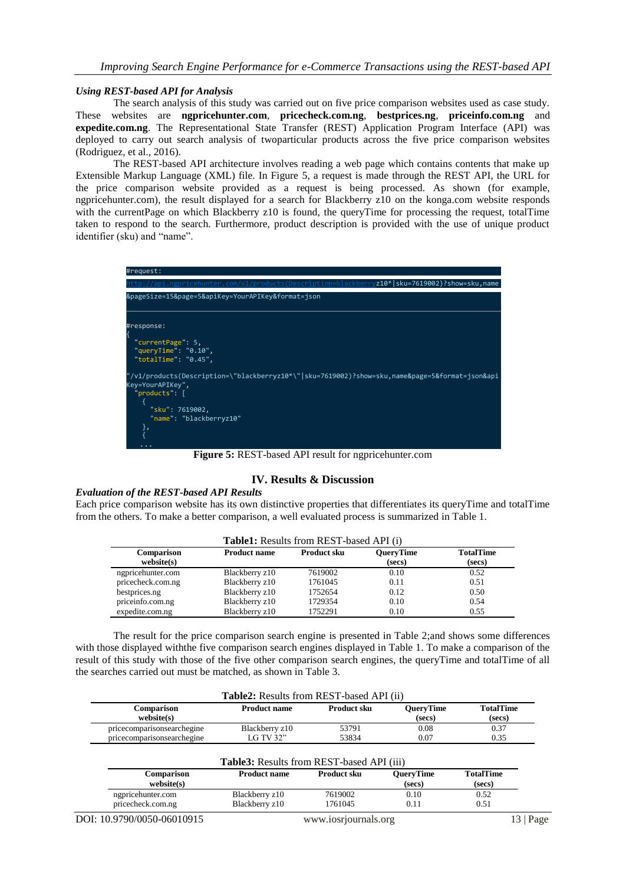### *Using REST-based API for Analysis*

The search analysis of this study was carried out on five price comparison websites used as case study. These websites are **ngpricehunter.com**, **pricecheck.com.ng**, **bestprices.ng**, **priceinfo.com.ng** and **expedite.com.ng**. The Representational State Transfer (REST) Application Program Interface (API) was deployed to carry out search analysis of twoparticular products across the five price comparison websites (Rodriguez, et al., 2016).

The REST-based API architecture involves reading a web page which contains contents that make up Extensible Markup Language (XML) file. In Figure 5, a request is made through the REST API, the URL for the price comparison website provided as a request is being processed. As shown (for example, ngpricehunter.com), the result displayed for a search for Blackberry z10 on the konga.com website responds with the currentPage on which Blackberry z10 is found, the queryTime for processing the request, totalTime taken to respond to the search. Furthermore, product description is provided with the use of unique product identifier (sku) and "name".

```
#request:
http://api.ngpricehunter.com/v1/products(Description=blackberryz10*|sku=7619002)?show=sku,name
&pageSize=15&page=5&apiKey=YourAPIKey&format=json

#response:
{
  "currentPage": 5,
  "queryTime": "0.10",
  "totalTime": "0.45",

"/v1/products(Description=\"blackberryz10*\"|sku=7619002)?show=sku,name&page=5&format=json&api
Key=YourAPIKey",
  "products": [
    {
      "sku": 7619002,
      "name": "blackberryz10"
    },
    {
    ...
```

**Figure 5:** REST-based API result for ngpricehunter.com

## IV. Results & Discussion

### *Evaluation of the REST-based API Results*

Each price comparison website has its own distinctive properties that differentiates its queryTime and totalTime from the others. To make a better comparison, a well evaluated process is summarized in Table 1.

**Table1:** Results from REST-based API (i)

| Comparison website(s) | Product name | Product sku | QueryTime (secs) | TotalTime (secs) |
|---|---|---|---|---|
| ngpricehunter.com | Blackberry z10 | 7619002 | 0.10 | 0.52 |
| pricecheck.com.ng | Blackberry z10 | 1761045 | 0.11 | 0.51 |
| bestprices.ng | Blackberry z10 | 1752654 | 0.12 | 0.50 |
| priceinfo.com.ng | Blackberry z10 | 1729354 | 0.10 | 0.54 |
| expedite.com.ng | Blackberry z10 | 1752291 | 0.10 | 0.55 |

The result for the price comparison search engine is presented in Table 2;and shows some differences with those displayed withthe five comparison search engines displayed in Table 1. To make a comparison of the result of this study with those of the five other comparison search engines, the queryTime and totalTime of all the searches carried out must be matched, as shown in Table 3.

**Table2:** Results from REST-based API (ii)

| Comparison website(s) | Product name | Product sku | QueryTime (secs) | TotalTime (secs) |
|---|---|---|---|---|
| pricecomparisonsearchegine | Blackberry z10 | 53791 | 0.08 | 0.37 |
| pricecomparisonsearchegine | LG TV 32" | 53834 | 0.07 | 0.35 |

**Table3:** Results from REST-based API (iii)

| Comparison website(s) | Product name | Product sku | QueryTime (secs) | TotalTime (secs) |
|---|---|---|---|---|
| ngpricehunter.com | Blackberry z10 | 7619002 | 0.10 | 0.52 |
| pricecheck.com.ng | Blackberry z10 | 1761045 | 0.11 | 0.51 |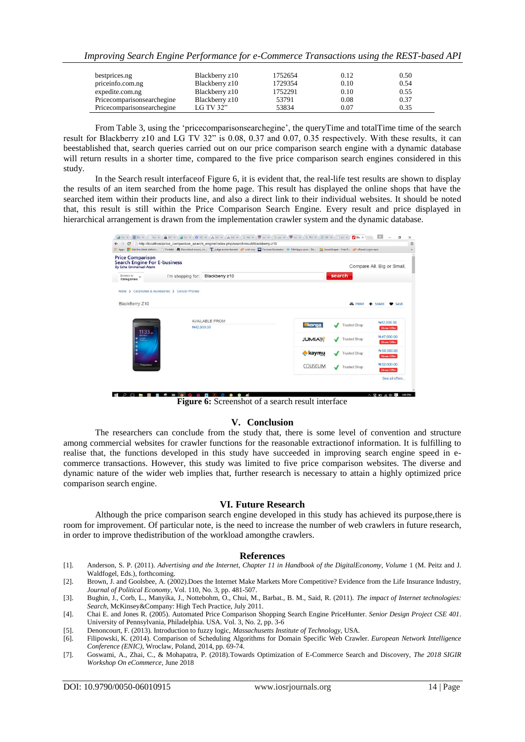| | | | | |
|---|---|---|---|---|
| bestprices.ng | Blackberry z10 | 1752654 | 0.12 | 0.50 |
| priceinfo.com.ng | Blackberry z10 | 1729354 | 0.10 | 0.54 |
| expedite.com.ng | Blackberry z10 | 1752291 | 0.10 | 0.55 |
| Pricecomparisonsearchegine | Blackberry z10 | 53791 | 0.08 | 0.37 |
| Pricecomparisonsearchegine | LG TV 32" | 53834 | 0.07 | 0.35 |

From Table 3, using the 'pricecomparisonsearchegine', the queryTime and totalTime time of the search result for Blackberry z10 and LG TV 32" is 0.08, 0.37 and 0.07, 0.35 respectively. With these results, it can beestablished that, search queries carried out on our price comparison search engine with a dynamic database will return results in a shorter time, compared to the five price comparison search engines considered in this study.

In the Search result interfaceof Figure 6, it is evident that, the real-life test results are shown to display the results of an item searched from the home page. This result has displayed the online shops that have the searched item within their products line, and also a direct link to their individual websites. It should be noted that, this result is still within the Price Comparison Search Engine. Every result and price displayed in hierarchical arrangement is drawn from the implementation crawler system and the dynamic database.

**Figure 6:** Screenshot of a search result interface

## V. Conclusion

The researchers can conclude from the study that, there is some level of convention and structure among commercial websites for crawler functions for the reasonable extractionof information. It is fulfilling to realise that, the functions developed in this study have succeeded in improving search engine speed in e-commerce transactions. However, this study was limited to five price comparison websites. The diverse and dynamic nature of the wider web implies that, further research is necessary to attain a highly optimized price comparison search engine.

## VI. Future Research

Although the price comparison search engine developed in this study has achieved its purpose,there is room for improvement. Of particular note, is the need to increase the number of web crawlers in future research, in order to improve thedistribution of the workload amongthe crawlers.

## References

[1]. Anderson, S. P. (2011). *Advertising and the Internet, Chapter 11 in Handbook of the DigitalEconomy, Volume* 1 (M. Peitz and J. Waldfogel, Eds.), forthcoming.

[2]. Brown, J. and Goolsbee, A. (2002).Does the Internet Make Markets More Competitive? Evidence from the Life Insurance Industry, *Journal of Political Economy*, Vol. 110, No. 3, pp. 481-507.

[3]. Bughin, J., Corb, L., Manyika, J., Nottebohm, O., Chui, M., Barbat., B. M., Said, R. (2011). *The impact of Internet technologies: Search*, McKinsey&Company: High Tech Practice, July 2011.

[4]. Chai E. and Jones R. (2005). Automated Price Comparison Shopping Search Engine PriceHunter. *Senior Design Project CSE 401*. University of Pennsylvania, Philadelphia. USA. Vol. 3, No. 2, pp. 3-6

[5]. Denoncourt, F. (2013). Introduction to fuzzy logic, *Massachusetts Institute of Technology*, USA.

[6]. Filipowski, K. (2014). Comparison of Scheduling Algorithms for Domain Specific Web Crawler. *European Network Intelligence Conference (ENIC)*, Wroclaw, Poland, 2014, pp. 69-74.

[7]. Goswami, A., Zhai, C., & Mohapatra, P. (2018).Towards Optimization of E-Commerce Search and Discovery, *The 2018 SIGIR Workshop On eCommerce*, June 2018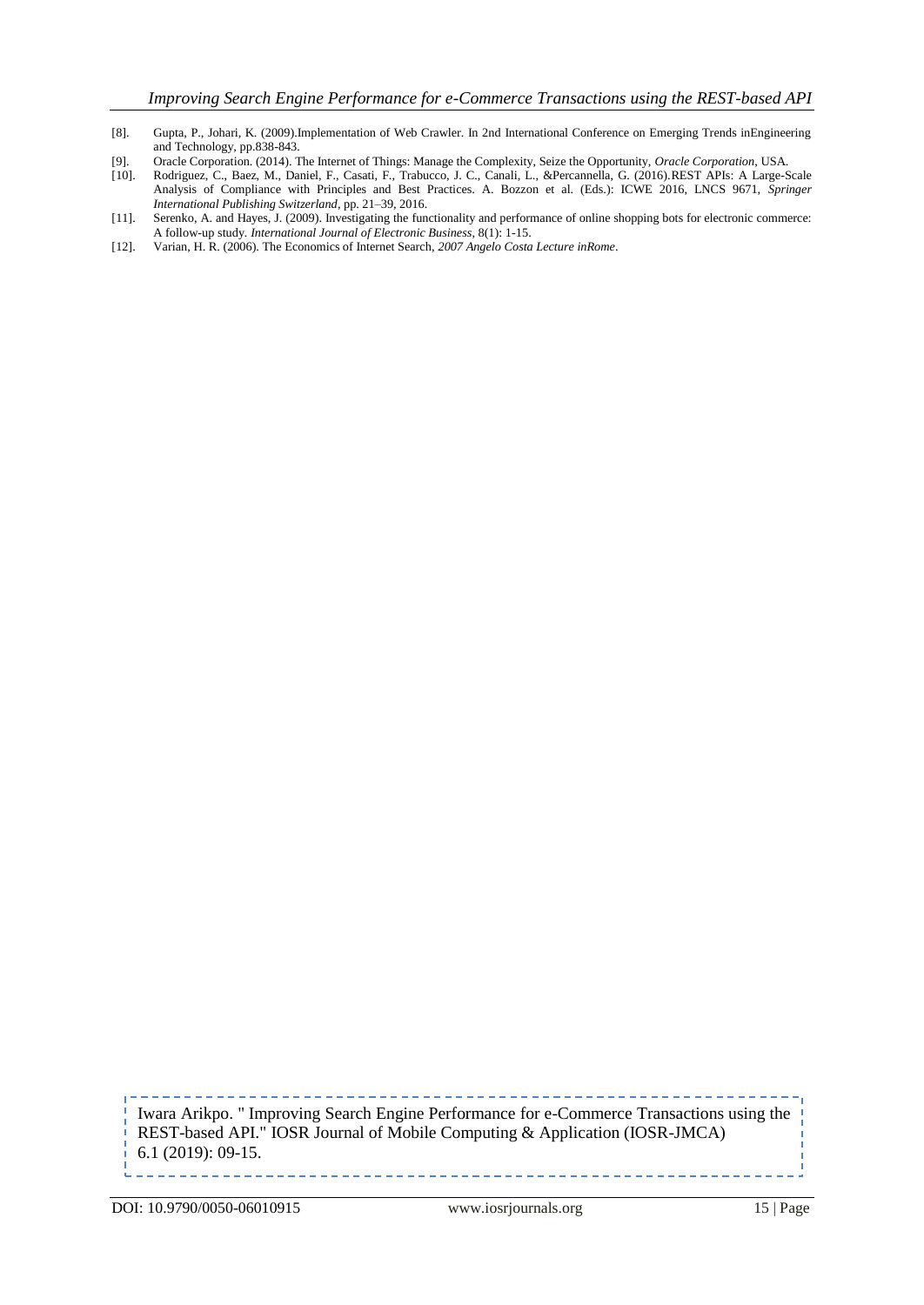[8]. Gupta, P., Johari, K. (2009).Implementation of Web Crawler. In 2nd International Conference on Emerging Trends inEngineering and Technology, pp.838-843.

[9]. Oracle Corporation. (2014). The Internet of Things: Manage the Complexity, Seize the Opportunity, *Oracle Corporation*, USA.

[10]. Rodriguez, C., Baez, M., Daniel, F., Casati, F., Trabucco, J. C., Canali, L., &Percannella, G. (2016).REST APIs: A Large-Scale Analysis of Compliance with Principles and Best Practices. A. Bozzon et al. (Eds.): ICWE 2016, LNCS 9671, *Springer International Publishing Switzerland*, pp. 21–39, 2016.

[11]. Serenko, A. and Hayes, J. (2009). Investigating the functionality and performance of online shopping bots for electronic commerce: A follow-up study. *International Journal of Electronic Business*, 8(1): 1-15.

[12]. Varian, H. R. (2006). The Economics of Internet Search, *2007 Angelo Costa Lecture inRome*.

Iwara Arikpo. " Improving Search Engine Performance for e-Commerce Transactions using the REST-based API." IOSR Journal of Mobile Computing & Application (IOSR-JMCA) 6.1 (2019): 09-15.

DOI: 10.9790/0050-06010915